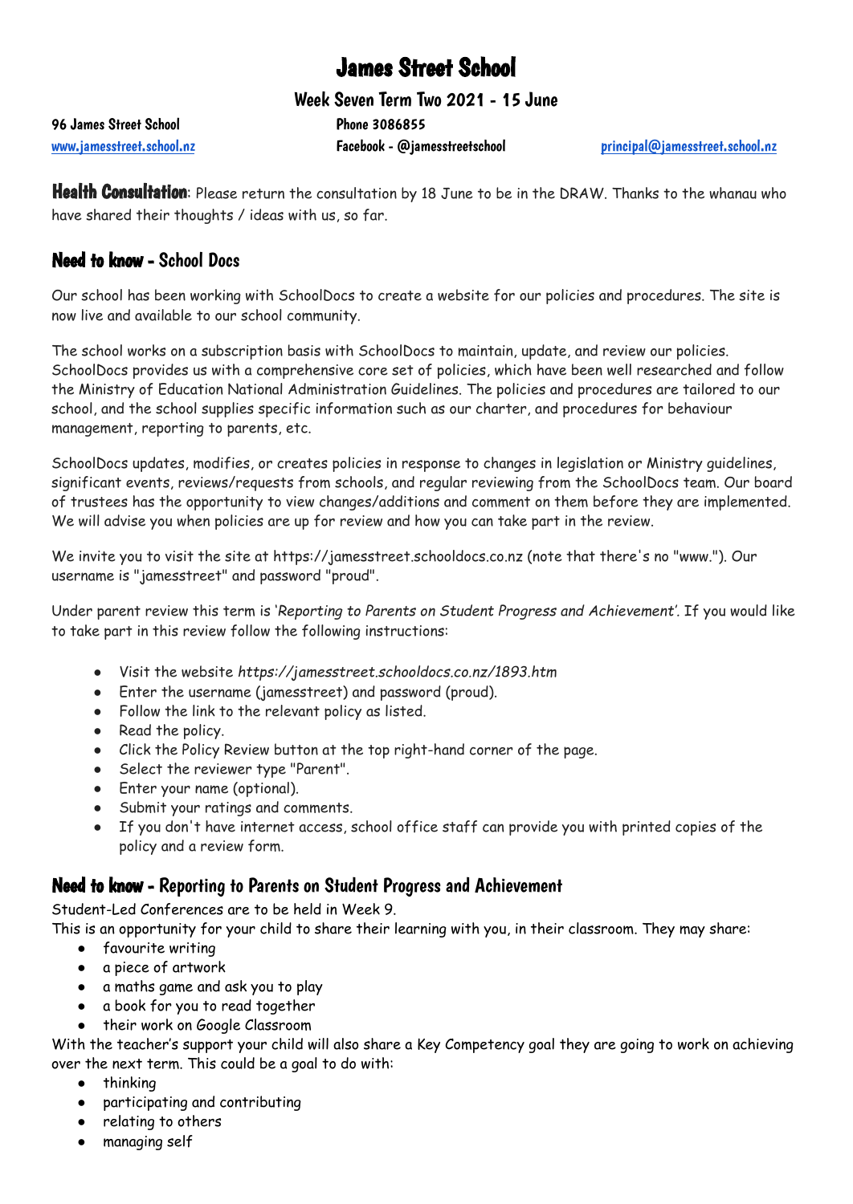# James Street School

## Week Seven Term Two 2021 - 15 June

96 James Street School | Phone 3086855
www.jamesstreet.school.nz | Facebook - @jamesstreetschool | principal@jamesstreet.school.nz

**Health Consultation**: Please return the consultation by 18 June to be in the DRAW. Thanks to the whanau who have shared their thoughts / ideas with us, so far.

## **Need to know** - School Docs

Our school has been working with SchoolDocs to create a website for our policies and procedures. The site is now live and available to our school community.

The school works on a subscription basis with SchoolDocs to maintain, update, and review our policies. SchoolDocs provides us with a comprehensive core set of policies, which have been well researched and follow the Ministry of Education National Administration Guidelines. The policies and procedures are tailored to our school, and the school supplies specific information such as our charter, and procedures for behaviour management, reporting to parents, etc.

SchoolDocs updates, modifies, or creates policies in response to changes in legislation or Ministry guidelines, significant events, reviews/requests from schools, and regular reviewing from the SchoolDocs team. Our board of trustees has the opportunity to view changes/additions and comment on them before they are implemented. We will advise you when policies are up for review and how you can take part in the review.

We invite you to visit the site at https://jamesstreet.schooldocs.co.nz (note that there's no "www."). Our username is "jamesstreet" and password "proud".

Under parent review this term is '*Reporting to Parents on Student Progress and Achievement*'. If you would like to take part in this review follow the following instructions:

- Visit the website *https://jamesstreet.schooldocs.co.nz/1893.htm*
- Enter the username (jamesstreet) and password (proud).
- Follow the link to the relevant policy as listed.
- Read the policy.
- Click the Policy Review button at the top right-hand corner of the page.
- Select the reviewer type "Parent".
- Enter your name (optional).
- Submit your ratings and comments.
- If you don't have internet access, school office staff can provide you with printed copies of the policy and a review form.

## **Need to know** - Reporting to Parents on Student Progress and Achievement

Student-Led Conferences are to be held in Week 9.
This is an opportunity for your child to share their learning with you, in their classroom. They may share:

- favourite writing
- a piece of artwork
- a maths game and ask you to play
- a book for you to read together
- their work on Google Classroom

With the teacher's support your child will also share a Key Competency goal they are going to work on achieving over the next term. This could be a goal to do with:

- thinking
- participating and contributing
- relating to others
- managing self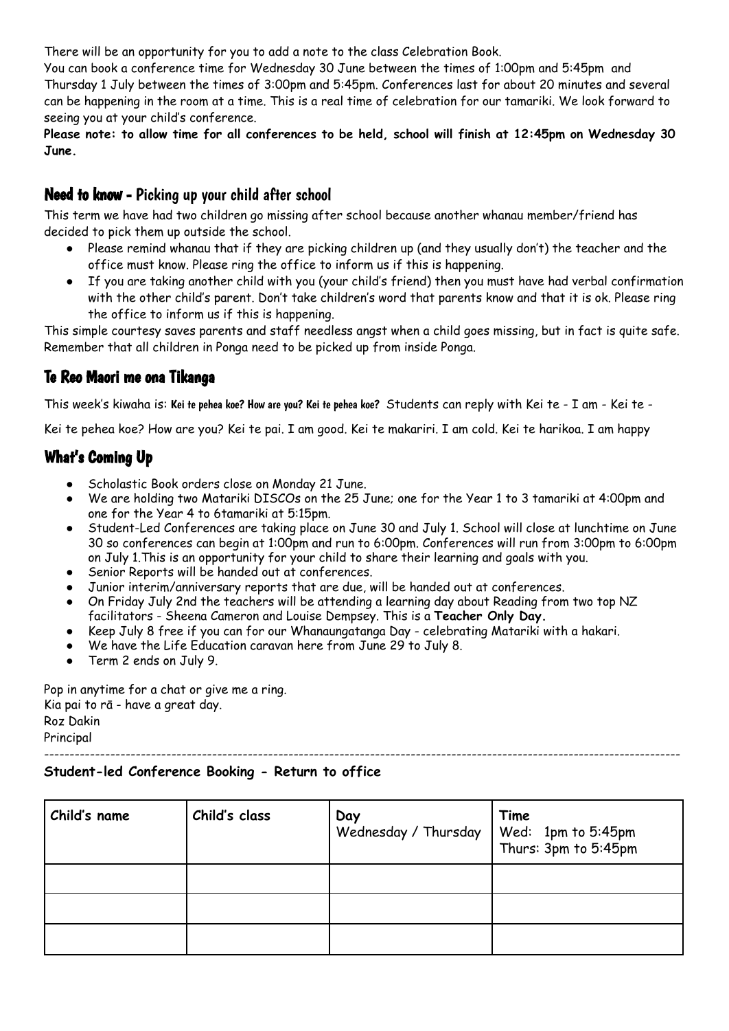There will be an opportunity for you to add a note to the class Celebration Book.

You can book a conference time for Wednesday 30 June between the times of 1:00pm and 5:45pm and Thursday 1 July between the times of 3:00pm and 5:45pm. Conferences last for about 20 minutes and several can be happening in the room at a time. This is a real time of celebration for our tamariki. We look forward to seeing you at your child's conference.

**Please note: to allow time for all conferences to be held, school will finish at 12:45pm on Wednesday 30 June.**

## Need to know - Picking up your child after school

This term we have had two children go missing after school because another whanau member/friend has decided to pick them up outside the school.

- Please remind whanau that if they are picking children up (and they usually don't) the teacher and the office must know. Please ring the office to inform us if this is happening.
- If you are taking another child with you (your child's friend) then you must have had verbal confirmation with the other child's parent. Don't take children's word that parents know and that it is ok. Please ring the office to inform us if this is happening.

This simple courtesy saves parents and staff needless angst when a child goes missing, but in fact is quite safe. Remember that all children in Ponga need to be picked up from inside Ponga.

## Te Reo Maori me ona Tikanga

This week's kiwaha is: **Kei te pehea koe? How are you? Kei te pehea koe?** Students can reply with Kei te - I am - Kei te -

Kei te pehea koe? How are you? Kei te pai. I am good. Kei te makariri. I am cold. Kei te harikoa. I am happy

## What's Coming Up

- Scholastic Book orders close on Monday 21 June.
- We are holding two Matariki DISCOs on the 25 June; one for the Year 1 to 3 tamariki at 4:00pm and one for the Year 4 to 6tamariki at 5:15pm.
- Student-Led Conferences are taking place on June 30 and July 1. School will close at lunchtime on June 30 so conferences can begin at 1:00pm and run to 6:00pm. Conferences will run from 3:00pm to 6:00pm on July 1.This is an opportunity for your child to share their learning and goals with you.
- Senior Reports will be handed out at conferences.
- Junior interim/anniversary reports that are due, will be handed out at conferences.
- On Friday July 2nd the teachers will be attending a learning day about Reading from two top NZ facilitators - Sheena Cameron and Louise Dempsey. This is a **Teacher Only Day.**
- Keep July 8 free if you can for our Whanaungatanga Day - celebrating Matariki with a hakari.
- We have the Life Education caravan here from June 29 to July 8.
- Term 2 ends on July 9.

Pop in anytime for a chat or give me a ring.
Kia pai to rā - have a great day.
Roz Dakin
Principal

---

**Student-led Conference Booking - Return to office**

| Child's name | Child's class | Day<br>Wednesday / Thursday | Time<br>Wed: 1pm to 5:45pm<br>Thurs: 3pm to 5:45pm |
|---|---|---|---|
| | | | |
| | | | |
| | | | |